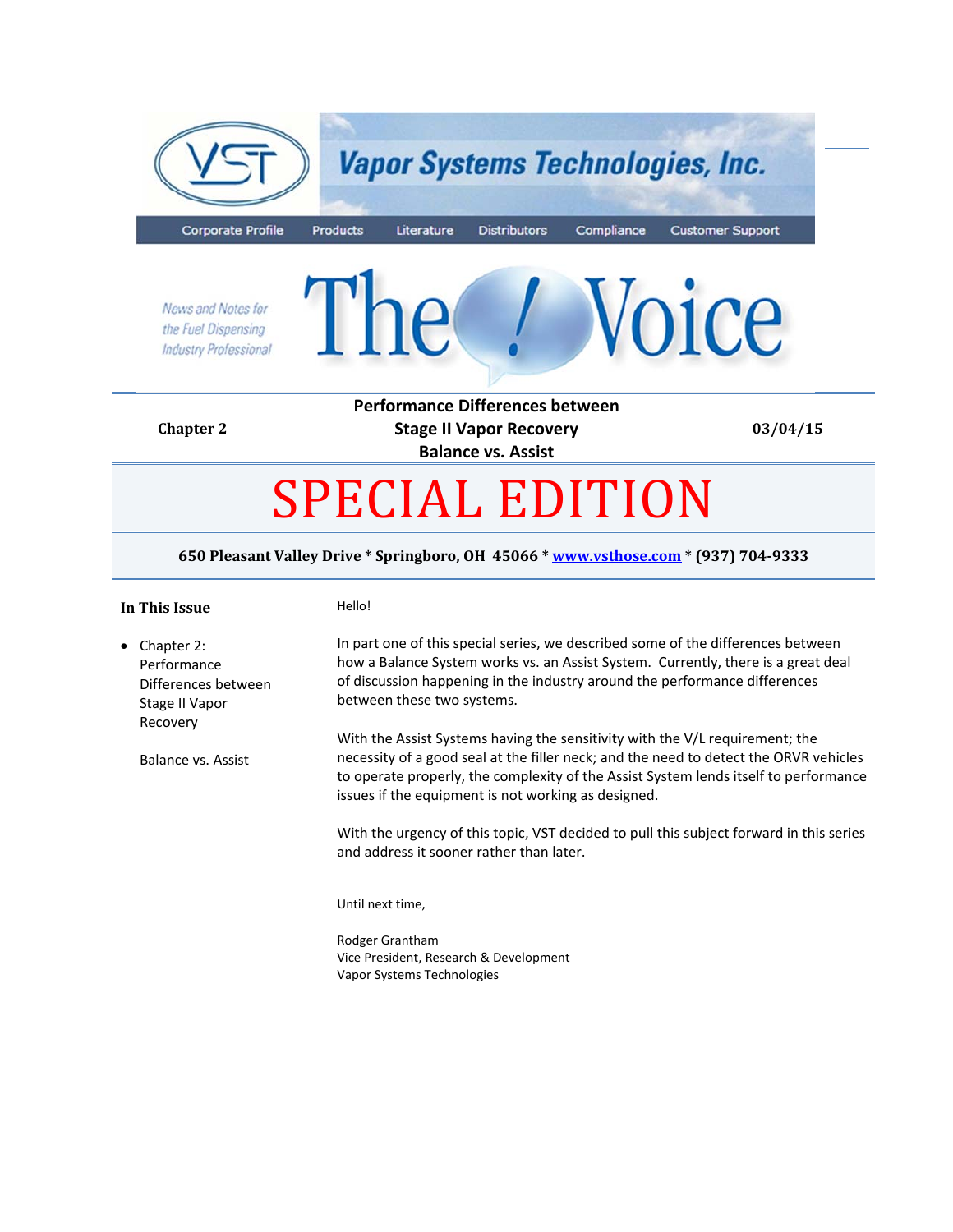Vapor Systems Technologies, Inc.

Corporate Profile | Products | Literature | Distributors | Compliance | Customer Support

*News and Notes for the Fuel Dispensing Industry Professional*

# The Voice

**Chapter 2** | **Performance Differences between Stage II Vapor Recovery Balance vs. Assist** | **03/04/15**

# SPECIAL EDITION

**650 Pleasant Valley Drive * Springboro, OH 45066 * [www.vsthose.com](http://www.vsthose.com) * (937) 704-9333**

**In This Issue**

- Chapter 2: Performance Differences between Stage II Vapor Recovery

  Balance vs. Assist

Hello!

In part one of this special series, we described some of the differences between how a Balance System works vs. an Assist System. Currently, there is a great deal of discussion happening in the industry around the performance differences between these two systems.

With the Assist Systems having the sensitivity with the V/L requirement; the necessity of a good seal at the filler neck; and the need to detect the ORVR vehicles to operate properly, the complexity of the Assist System lends itself to performance issues if the equipment is not working as designed.

With the urgency of this topic, VST decided to pull this subject forward in this series and address it sooner rather than later.

Until next time,

Rodger Grantham
Vice President, Research & Development
Vapor Systems Technologies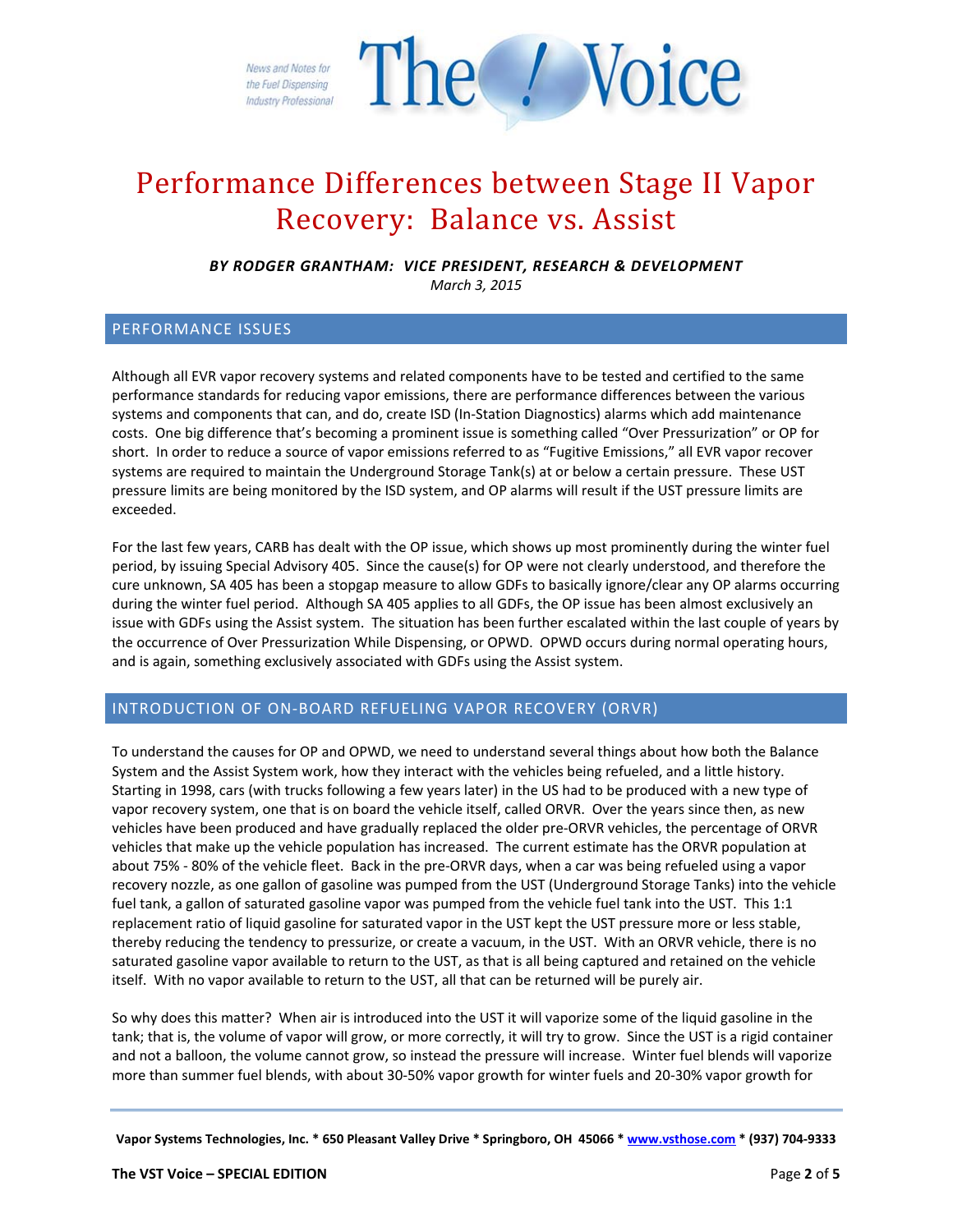# Performance Differences between Stage II Vapor Recovery: Balance vs. Assist

***BY RODGER GRANTHAM: VICE PRESIDENT, RESEARCH & DEVELOPMENT***
*March 3, 2015*

## PERFORMANCE ISSUES

Although all EVR vapor recovery systems and related components have to be tested and certified to the same performance standards for reducing vapor emissions, there are performance differences between the various systems and components that can, and do, create ISD (In-Station Diagnostics) alarms which add maintenance costs. One big difference that's becoming a prominent issue is something called "Over Pressurization" or OP for short. In order to reduce a source of vapor emissions referred to as "Fugitive Emissions," all EVR vapor recover systems are required to maintain the Underground Storage Tank(s) at or below a certain pressure. These UST pressure limits are being monitored by the ISD system, and OP alarms will result if the UST pressure limits are exceeded.

For the last few years, CARB has dealt with the OP issue, which shows up most prominently during the winter fuel period, by issuing Special Advisory 405. Since the cause(s) for OP were not clearly understood, and therefore the cure unknown, SA 405 has been a stopgap measure to allow GDFs to basically ignore/clear any OP alarms occurring during the winter fuel period. Although SA 405 applies to all GDFs, the OP issue has been almost exclusively an issue with GDFs using the Assist system. The situation has been further escalated within the last couple of years by the occurrence of Over Pressurization While Dispensing, or OPWD. OPWD occurs during normal operating hours, and is again, something exclusively associated with GDFs using the Assist system.

## INTRODUCTION OF ON-BOARD REFUELING VAPOR RECOVERY (ORVR)

To understand the causes for OP and OPWD, we need to understand several things about how both the Balance System and the Assist System work, how they interact with the vehicles being refueled, and a little history. Starting in 1998, cars (with trucks following a few years later) in the US had to be produced with a new type of vapor recovery system, one that is on board the vehicle itself, called ORVR. Over the years since then, as new vehicles have been produced and have gradually replaced the older pre-ORVR vehicles, the percentage of ORVR vehicles that make up the vehicle population has increased. The current estimate has the ORVR population at about 75% - 80% of the vehicle fleet. Back in the pre-ORVR days, when a car was being refueled using a vapor recovery nozzle, as one gallon of gasoline was pumped from the UST (Underground Storage Tanks) into the vehicle fuel tank, a gallon of saturated gasoline vapor was pumped from the vehicle fuel tank into the UST. This 1:1 replacement ratio of liquid gasoline for saturated vapor in the UST kept the UST pressure more or less stable, thereby reducing the tendency to pressurize, or create a vacuum, in the UST. With an ORVR vehicle, there is no saturated gasoline vapor available to return to the UST, as that is all being captured and retained on the vehicle itself. With no vapor available to return to the UST, all that can be returned will be purely air.

So why does this matter? When air is introduced into the UST it will vaporize some of the liquid gasoline in the tank; that is, the volume of vapor will grow, or more correctly, it will try to grow. Since the UST is a rigid container and not a balloon, the volume cannot grow, so instead the pressure will increase. Winter fuel blends will vaporize more than summer fuel blends, with about 30-50% vapor growth for winter fuels and 20-30% vapor growth for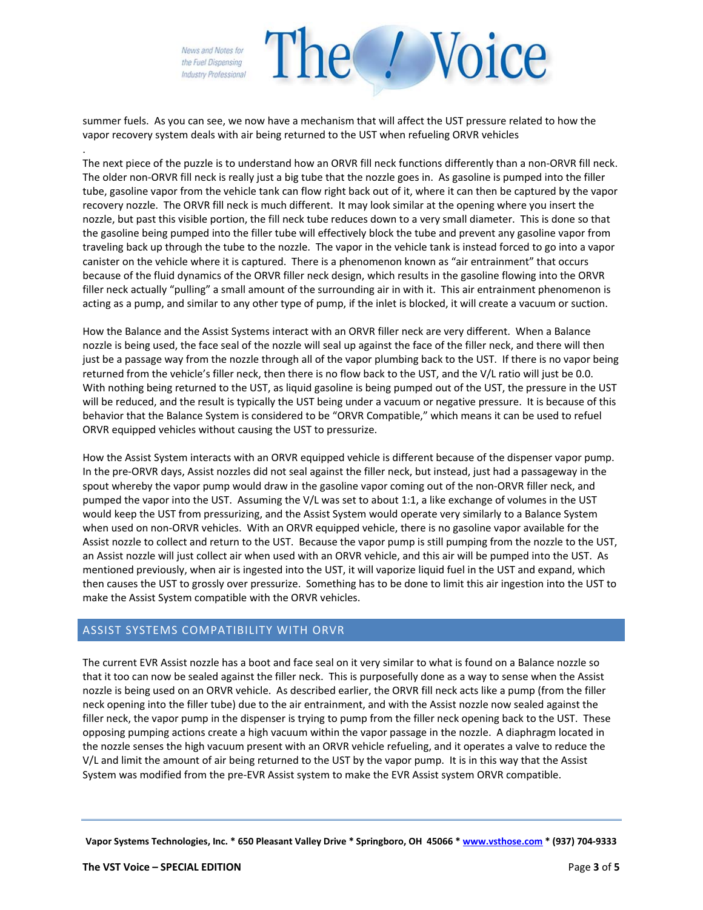summer fuels. As you can see, we now have a mechanism that will affect the UST pressure related to how the vapor recovery system deals with air being returned to the UST when refueling ORVR vehicles

.

The next piece of the puzzle is to understand how an ORVR fill neck functions differently than a non-ORVR fill neck. The older non-ORVR fill neck is really just a big tube that the nozzle goes in. As gasoline is pumped into the filler tube, gasoline vapor from the vehicle tank can flow right back out of it, where it can then be captured by the vapor recovery nozzle. The ORVR fill neck is much different. It may look similar at the opening where you insert the nozzle, but past this visible portion, the fill neck tube reduces down to a very small diameter. This is done so that the gasoline being pumped into the filler tube will effectively block the tube and prevent any gasoline vapor from traveling back up through the tube to the nozzle. The vapor in the vehicle tank is instead forced to go into a vapor canister on the vehicle where it is captured. There is a phenomenon known as "air entrainment" that occurs because of the fluid dynamics of the ORVR filler neck design, which results in the gasoline flowing into the ORVR filler neck actually "pulling" a small amount of the surrounding air in with it. This air entrainment phenomenon is acting as a pump, and similar to any other type of pump, if the inlet is blocked, it will create a vacuum or suction.

How the Balance and the Assist Systems interact with an ORVR filler neck are very different. When a Balance nozzle is being used, the face seal of the nozzle will seal up against the face of the filler neck, and there will then just be a passage way from the nozzle through all of the vapor plumbing back to the UST. If there is no vapor being returned from the vehicle's filler neck, then there is no flow back to the UST, and the V/L ratio will just be 0.0. With nothing being returned to the UST, as liquid gasoline is being pumped out of the UST, the pressure in the UST will be reduced, and the result is typically the UST being under a vacuum or negative pressure. It is because of this behavior that the Balance System is considered to be "ORVR Compatible," which means it can be used to refuel ORVR equipped vehicles without causing the UST to pressurize.

How the Assist System interacts with an ORVR equipped vehicle is different because of the dispenser vapor pump. In the pre-ORVR days, Assist nozzles did not seal against the filler neck, but instead, just had a passageway in the spout whereby the vapor pump would draw in the gasoline vapor coming out of the non-ORVR filler neck, and pumped the vapor into the UST. Assuming the V/L was set to about 1:1, a like exchange of volumes in the UST would keep the UST from pressurizing, and the Assist System would operate very similarly to a Balance System when used on non-ORVR vehicles. With an ORVR equipped vehicle, there is no gasoline vapor available for the Assist nozzle to collect and return to the UST. Because the vapor pump is still pumping from the nozzle to the UST, an Assist nozzle will just collect air when used with an ORVR vehicle, and this air will be pumped into the UST. As mentioned previously, when air is ingested into the UST, it will vaporize liquid fuel in the UST and expand, which then causes the UST to grossly over pressurize. Something has to be done to limit this air ingestion into the UST to make the Assist System compatible with the ORVR vehicles.

## ASSIST SYSTEMS COMPATIBILITY WITH ORVR

The current EVR Assist nozzle has a boot and face seal on it very similar to what is found on a Balance nozzle so that it too can now be sealed against the filler neck. This is purposefully done as a way to sense when the Assist nozzle is being used on an ORVR vehicle. As described earlier, the ORVR fill neck acts like a pump (from the filler neck opening into the filler tube) due to the air entrainment, and with the Assist nozzle now sealed against the filler neck, the vapor pump in the dispenser is trying to pump from the filler neck opening back to the UST. These opposing pumping actions create a high vacuum within the vapor passage in the nozzle. A diaphragm located in the nozzle senses the high vacuum present with an ORVR vehicle refueling, and it operates a valve to reduce the V/L and limit the amount of air being returned to the UST by the vapor pump. It is in this way that the Assist System was modified from the pre-EVR Assist system to make the EVR Assist system ORVR compatible.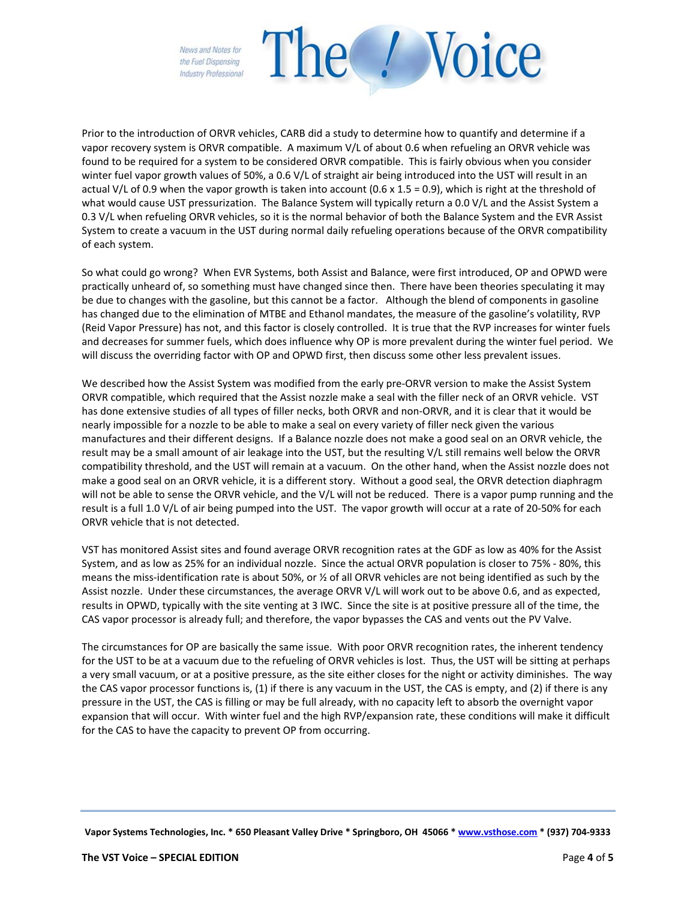Prior to the introduction of ORVR vehicles, CARB did a study to determine how to quantify and determine if a vapor recovery system is ORVR compatible. A maximum V/L of about 0.6 when refueling an ORVR vehicle was found to be required for a system to be considered ORVR compatible. This is fairly obvious when you consider winter fuel vapor growth values of 50%, a 0.6 V/L of straight air being introduced into the UST will result in an actual V/L of 0.9 when the vapor growth is taken into account ($0.6 \times 1.5 = 0.9$), which is right at the threshold of what would cause UST pressurization. The Balance System will typically return a 0.0 V/L and the Assist System a 0.3 V/L when refueling ORVR vehicles, so it is the normal behavior of both the Balance System and the EVR Assist System to create a vacuum in the UST during normal daily refueling operations because of the ORVR compatibility of each system.

So what could go wrong? When EVR Systems, both Assist and Balance, were first introduced, OP and OPWD were practically unheard of, so something must have changed since then. There have been theories speculating it may be due to changes with the gasoline, but this cannot be a factor. Although the blend of components in gasoline has changed due to the elimination of MTBE and Ethanol mandates, the measure of the gasoline's volatility, RVP (Reid Vapor Pressure) has not, and this factor is closely controlled. It is true that the RVP increases for winter fuels and decreases for summer fuels, which does influence why OP is more prevalent during the winter fuel period. We will discuss the overriding factor with OP and OPWD first, then discuss some other less prevalent issues.

We described how the Assist System was modified from the early pre-ORVR version to make the Assist System ORVR compatible, which required that the Assist nozzle make a seal with the filler neck of an ORVR vehicle. VST has done extensive studies of all types of filler necks, both ORVR and non-ORVR, and it is clear that it would be nearly impossible for a nozzle to be able to make a seal on every variety of filler neck given the various manufactures and their different designs. If a Balance nozzle does not make a good seal on an ORVR vehicle, the result may be a small amount of air leakage into the UST, but the resulting V/L still remains well below the ORVR compatibility threshold, and the UST will remain at a vacuum. On the other hand, when the Assist nozzle does not make a good seal on an ORVR vehicle, it is a different story. Without a good seal, the ORVR detection diaphragm will not be able to sense the ORVR vehicle, and the V/L will not be reduced. There is a vapor pump running and the result is a full 1.0 V/L of air being pumped into the UST. The vapor growth will occur at a rate of 20-50% for each ORVR vehicle that is not detected.

VST has monitored Assist sites and found average ORVR recognition rates at the GDF as low as 40% for the Assist System, and as low as 25% for an individual nozzle. Since the actual ORVR population is closer to 75% - 80%, this means the miss-identification rate is about 50%, or ½ of all ORVR vehicles are not being identified as such by the Assist nozzle. Under these circumstances, the average ORVR V/L will work out to be above 0.6, and as expected, results in OPWD, typically with the site venting at 3 IWC. Since the site is at positive pressure all of the time, the CAS vapor processor is already full; and therefore, the vapor bypasses the CAS and vents out the PV Valve.

The circumstances for OP are basically the same issue. With poor ORVR recognition rates, the inherent tendency for the UST to be at a vacuum due to the refueling of ORVR vehicles is lost. Thus, the UST will be sitting at perhaps a very small vacuum, or at a positive pressure, as the site either closes for the night or activity diminishes. The way the CAS vapor processor functions is, (1) if there is any vacuum in the UST, the CAS is empty, and (2) if there is any pressure in the UST, the CAS is filling or may be full already, with no capacity left to absorb the overnight vapor expansion that will occur. With winter fuel and the high RVP/expansion rate, these conditions will make it difficult for the CAS to have the capacity to prevent OP from occurring.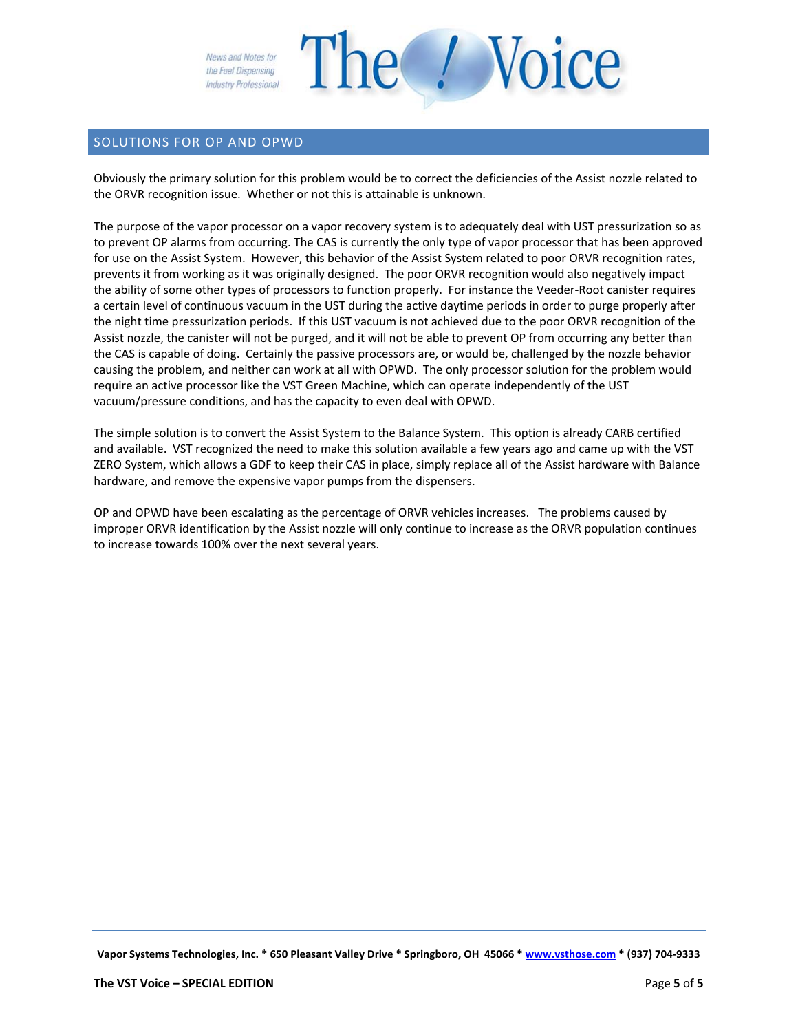## SOLUTIONS FOR OP AND OPWD

Obviously the primary solution for this problem would be to correct the deficiencies of the Assist nozzle related to the ORVR recognition issue. Whether or not this is attainable is unknown.

The purpose of the vapor processor on a vapor recovery system is to adequately deal with UST pressurization so as to prevent OP alarms from occurring. The CAS is currently the only type of vapor processor that has been approved for use on the Assist System. However, this behavior of the Assist System related to poor ORVR recognition rates, prevents it from working as it was originally designed. The poor ORVR recognition would also negatively impact the ability of some other types of processors to function properly. For instance the Veeder-Root canister requires a certain level of continuous vacuum in the UST during the active daytime periods in order to purge properly after the night time pressurization periods. If this UST vacuum is not achieved due to the poor ORVR recognition of the Assist nozzle, the canister will not be purged, and it will not be able to prevent OP from occurring any better than the CAS is capable of doing. Certainly the passive processors are, or would be, challenged by the nozzle behavior causing the problem, and neither can work at all with OPWD. The only processor solution for the problem would require an active processor like the VST Green Machine, which can operate independently of the UST vacuum/pressure conditions, and has the capacity to even deal with OPWD.

The simple solution is to convert the Assist System to the Balance System. This option is already CARB certified and available. VST recognized the need to make this solution available a few years ago and came up with the VST ZERO System, which allows a GDF to keep their CAS in place, simply replace all of the Assist hardware with Balance hardware, and remove the expensive vapor pumps from the dispensers.

OP and OPWD have been escalating as the percentage of ORVR vehicles increases. The problems caused by improper ORVR identification by the Assist nozzle will only continue to increase as the ORVR population continues to increase towards 100% over the next several years.